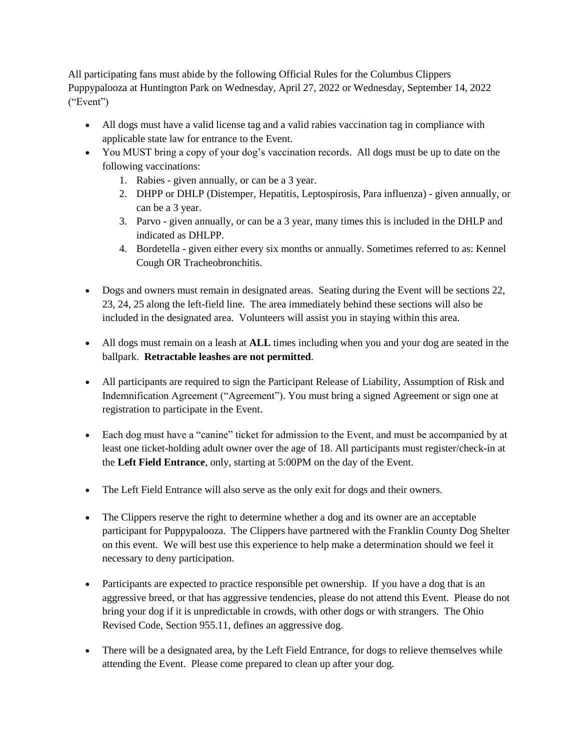All participating fans must abide by the following Official Rules for the Columbus Clippers Puppypalooza at Huntington Park on Wednesday, April 27, 2022 or Wednesday, September 14, 2022 ("Event")

- All dogs must have a valid license tag and a valid rabies vaccination tag in compliance with applicable state law for entrance to the Event.
- You MUST bring a copy of your dog's vaccination records. All dogs must be up to date on the following vaccinations:
  1. Rabies - given annually, or can be a 3 year.
  2. DHPP or DHLP (Distemper, Hepatitis, Leptospirosis, Para influenza) - given annually, or can be a 3 year.
  3. Parvo - given annually, or can be a 3 year, many times this is included in the DHLP and indicated as DHLPP.
  4. Bordetella - given either every six months or annually. Sometimes referred to as: Kennel Cough OR Tracheobronchitis.

- Dogs and owners must remain in designated areas. Seating during the Event will be sections 22, 23, 24, 25 along the left-field line. The area immediately behind these sections will also be included in the designated area. Volunteers will assist you in staying within this area.

- All dogs must remain on a leash at **ALL** times including when you and your dog are seated in the ballpark. **Retractable leashes are not permitted**.

- All participants are required to sign the Participant Release of Liability, Assumption of Risk and Indemnification Agreement ("Agreement"). You must bring a signed Agreement or sign one at registration to participate in the Event.

- Each dog must have a "canine" ticket for admission to the Event, and must be accompanied by at least one ticket-holding adult owner over the age of 18. All participants must register/check-in at the **Left Field Entrance**, only, starting at 5:00PM on the day of the Event.

- The Left Field Entrance will also serve as the only exit for dogs and their owners.

- The Clippers reserve the right to determine whether a dog and its owner are an acceptable participant for Puppypalooza. The Clippers have partnered with the Franklin County Dog Shelter on this event. We will best use this experience to help make a determination should we feel it necessary to deny participation.

- Participants are expected to practice responsible pet ownership. If you have a dog that is an aggressive breed, or that has aggressive tendencies, please do not attend this Event. Please do not bring your dog if it is unpredictable in crowds, with other dogs or with strangers. The Ohio Revised Code, Section 955.11, defines an aggressive dog.

- There will be a designated area, by the Left Field Entrance, for dogs to relieve themselves while attending the Event. Please come prepared to clean up after your dog.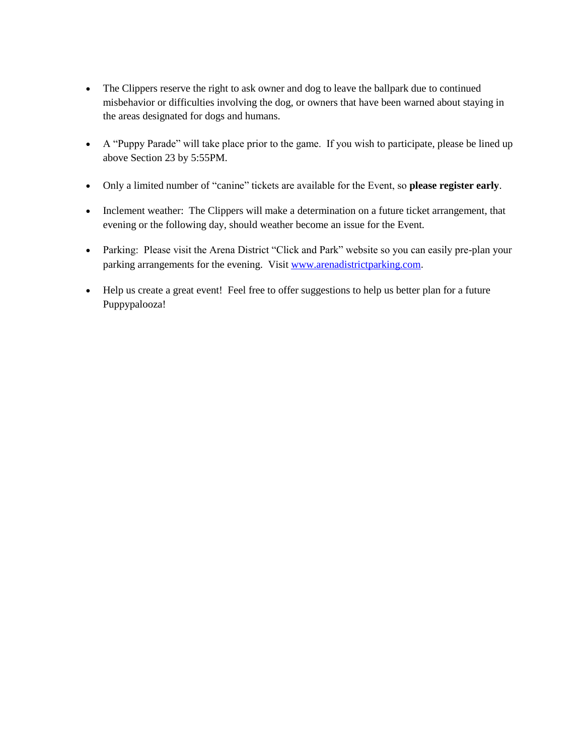- The Clippers reserve the right to ask owner and dog to leave the ballpark due to continued misbehavior or difficulties involving the dog, or owners that have been warned about staying in the areas designated for dogs and humans.

- A "Puppy Parade" will take place prior to the game. If you wish to participate, please be lined up above Section 23 by 5:55PM.

- Only a limited number of "canine" tickets are available for the Event, so **please register early**.

- Inclement weather: The Clippers will make a determination on a future ticket arrangement, that evening or the following day, should weather become an issue for the Event.

- Parking: Please visit the Arena District "Click and Park" website so you can easily pre-plan your parking arrangements for the evening. Visit [www.arenadistrictparking.com](http://www.arenadistrictparking.com).

- Help us create a great event! Feel free to offer suggestions to help us better plan for a future Puppypalooza!